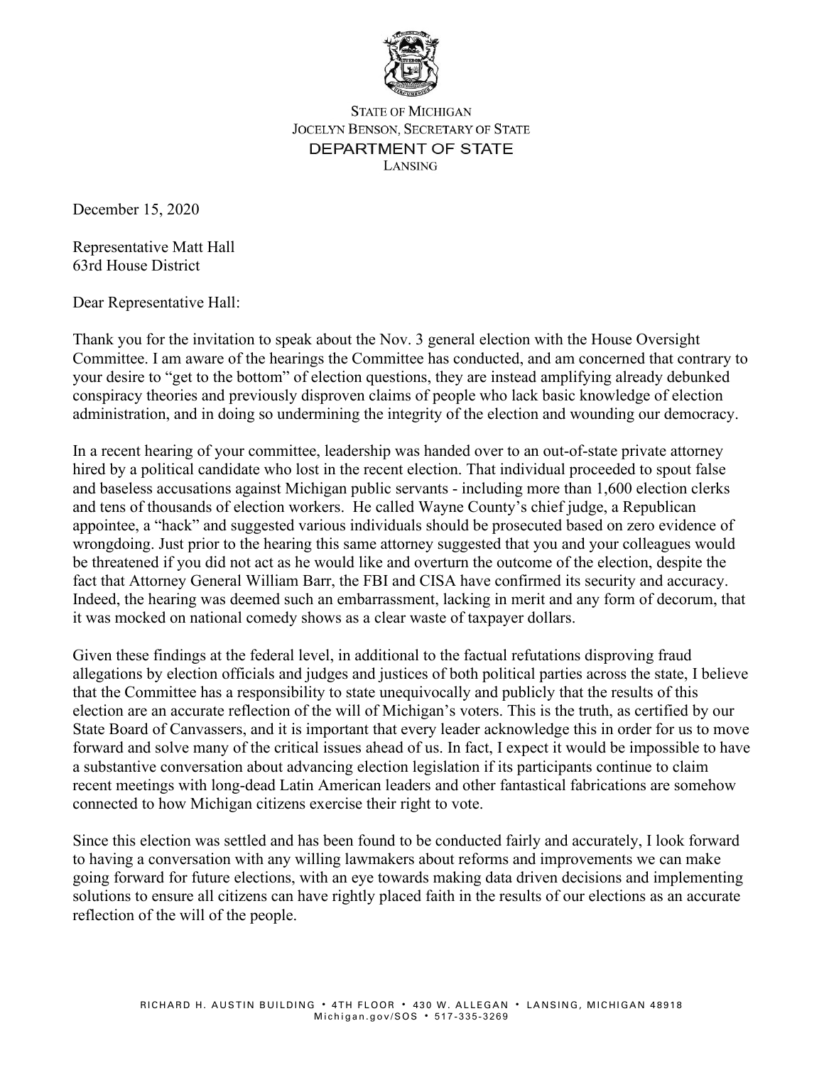STATE OF MICHIGAN
JOCELYN BENSON, SECRETARY OF STATE
DEPARTMENT OF STATE
LANSING

December 15, 2020

Representative Matt Hall
63rd House District

Dear Representative Hall:

Thank you for the invitation to speak about the Nov. 3 general election with the House Oversight Committee. I am aware of the hearings the Committee has conducted, and am concerned that contrary to your desire to "get to the bottom" of election questions, they are instead amplifying already debunked conspiracy theories and previously disproven claims of people who lack basic knowledge of election administration, and in doing so undermining the integrity of the election and wounding our democracy.

In a recent hearing of your committee, leadership was handed over to an out-of-state private attorney hired by a political candidate who lost in the recent election. That individual proceeded to spout false and baseless accusations against Michigan public servants - including more than 1,600 election clerks and tens of thousands of election workers. He called Wayne County's chief judge, a Republican appointee, a "hack" and suggested various individuals should be prosecuted based on zero evidence of wrongdoing. Just prior to the hearing this same attorney suggested that you and your colleagues would be threatened if you did not act as he would like and overturn the outcome of the election, despite the fact that Attorney General William Barr, the FBI and CISA have confirmed its security and accuracy. Indeed, the hearing was deemed such an embarrassment, lacking in merit and any form of decorum, that it was mocked on national comedy shows as a clear waste of taxpayer dollars.

Given these findings at the federal level, in additional to the factual refutations disproving fraud allegations by election officials and judges and justices of both political parties across the state, I believe that the Committee has a responsibility to state unequivocally and publicly that the results of this election are an accurate reflection of the will of Michigan's voters. This is the truth, as certified by our State Board of Canvassers, and it is important that every leader acknowledge this in order for us to move forward and solve many of the critical issues ahead of us. In fact, I expect it would be impossible to have a substantive conversation about advancing election legislation if its participants continue to claim recent meetings with long-dead Latin American leaders and other fantastical fabrications are somehow connected to how Michigan citizens exercise their right to vote.

Since this election was settled and has been found to be conducted fairly and accurately, I look forward to having a conversation with any willing lawmakers about reforms and improvements we can make going forward for future elections, with an eye towards making data driven decisions and implementing solutions to ensure all citizens can have rightly placed faith in the results of our elections as an accurate reflection of the will of the people.

RICHARD H. AUSTIN BUILDING • 4TH FLOOR • 430 W. ALLEGAN • LANSING, MICHIGAN 48918
Michigan.gov/SOS • 517-335-3269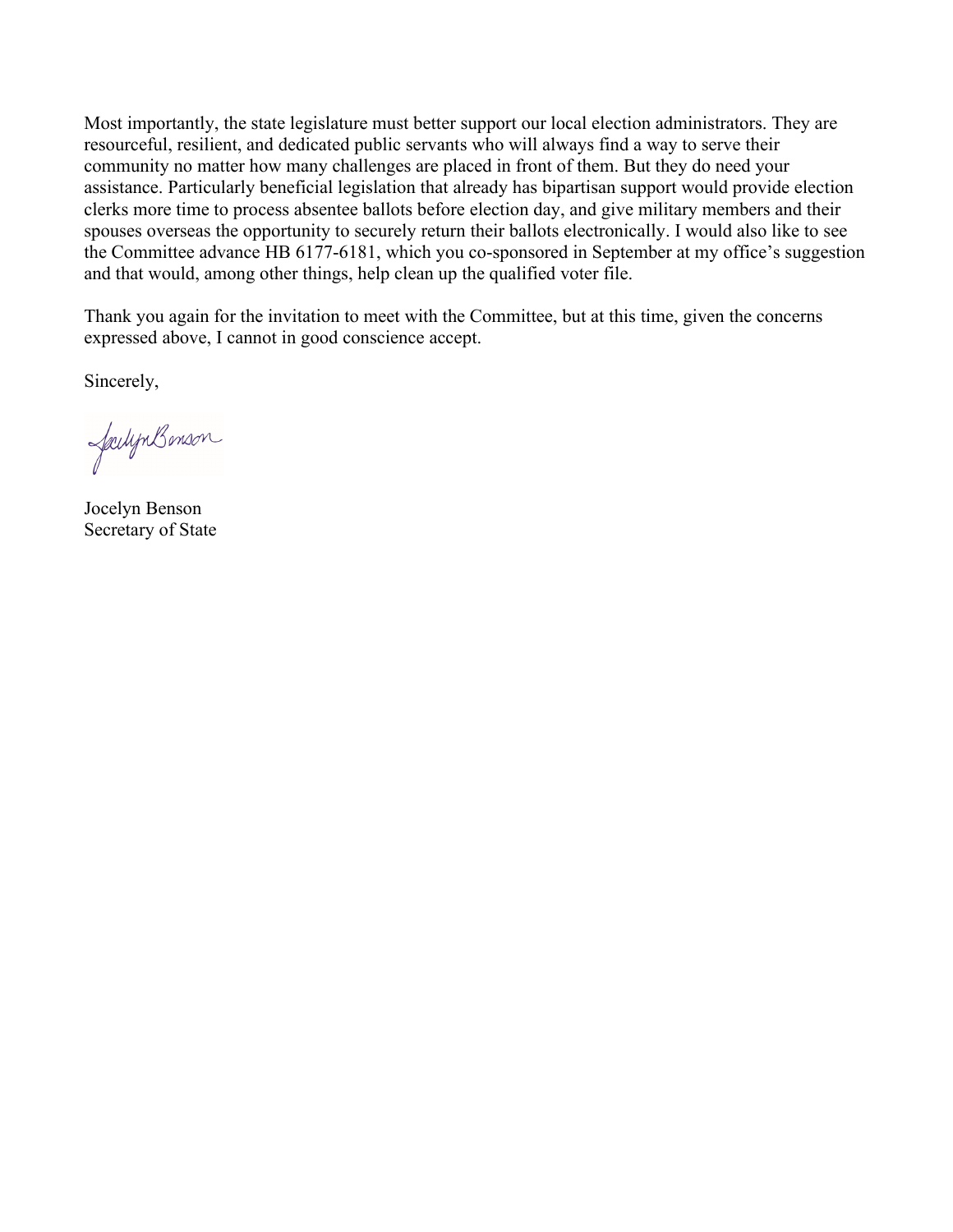Most importantly, the state legislature must better support our local election administrators. They are resourceful, resilient, and dedicated public servants who will always find a way to serve their community no matter how many challenges are placed in front of them. But they do need your assistance. Particularly beneficial legislation that already has bipartisan support would provide election clerks more time to process absentee ballots before election day, and give military members and their spouses overseas the opportunity to securely return their ballots electronically. I would also like to see the Committee advance HB 6177-6181, which you co-sponsored in September at my office's suggestion and that would, among other things, help clean up the qualified voter file.

Thank you again for the invitation to meet with the Committee, but at this time, given the concerns expressed above, I cannot in good conscience accept.

Sincerely,

Jocelyn Benson
Secretary of State